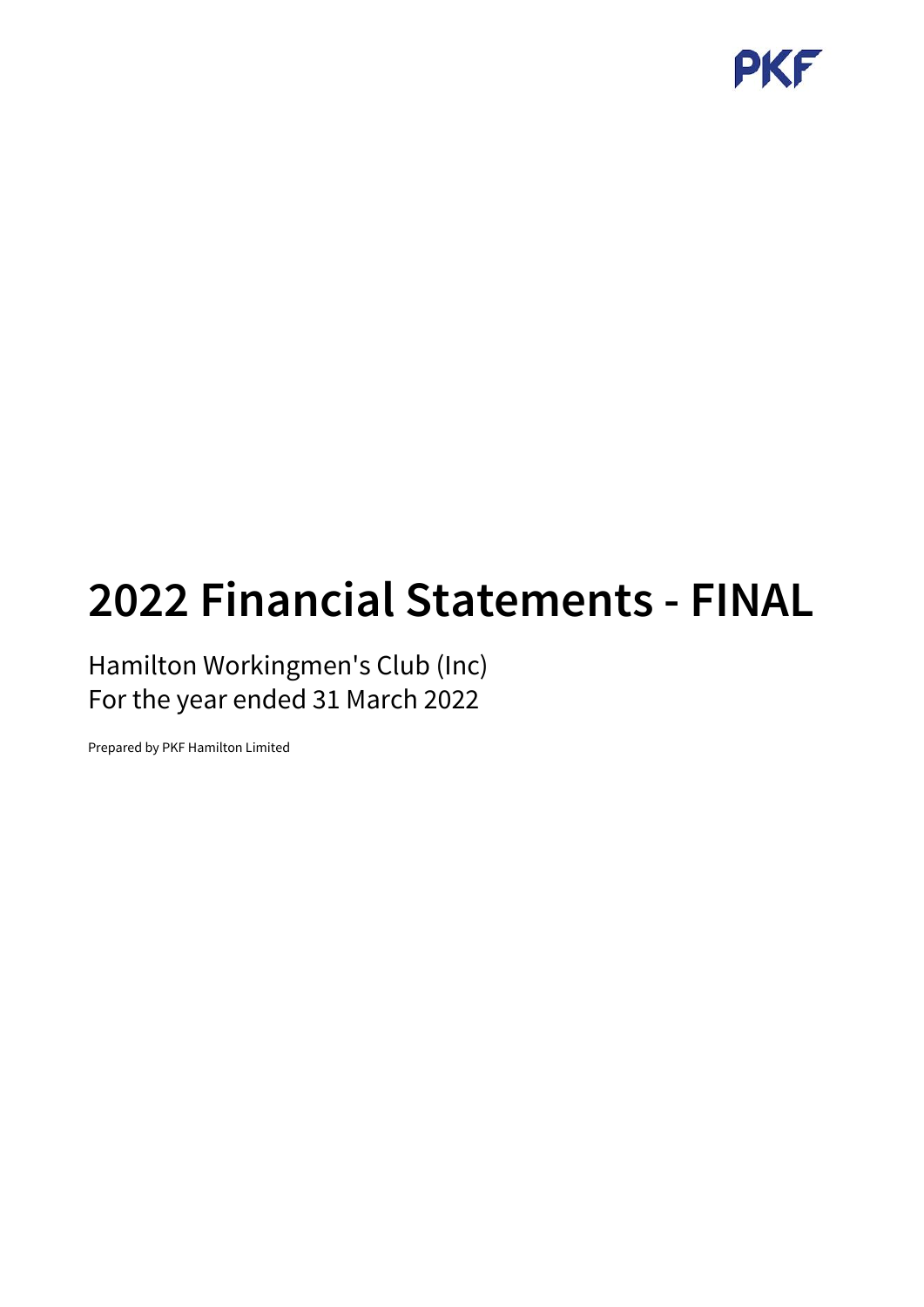PKF

# 2022 Financial Statements - FINAL

Hamilton Workingmen's Club (Inc)
For the year ended 31 March 2022

Prepared by PKF Hamilton Limited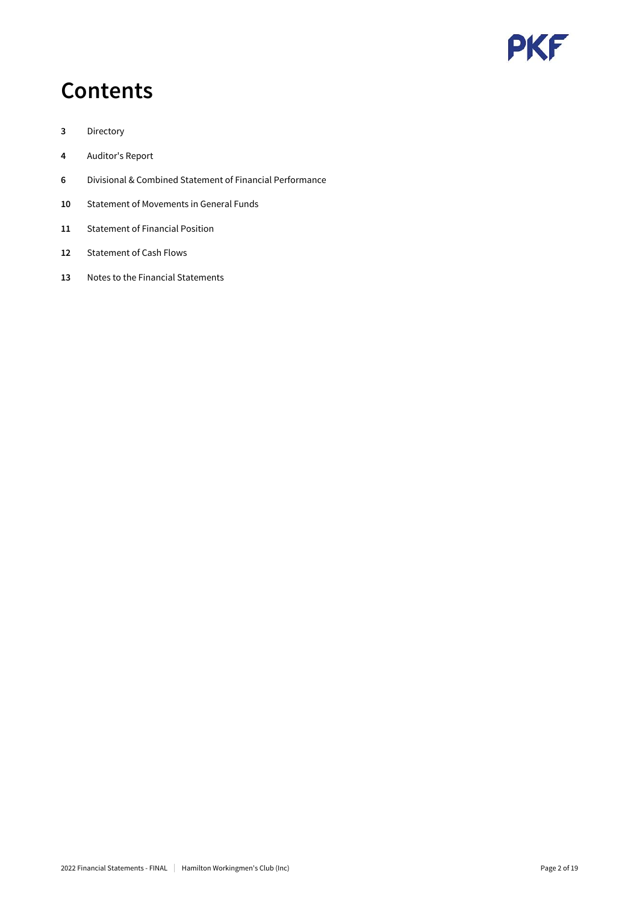# Contents

| | |
|---|---|
| **3** | Directory |
| **4** | Auditor's Report |
| **6** | Divisional & Combined Statement of Financial Performance |
| **10** | Statement of Movements in General Funds |
| **11** | Statement of Financial Position |
| **12** | Statement of Cash Flows |
| **13** | Notes to the Financial Statements |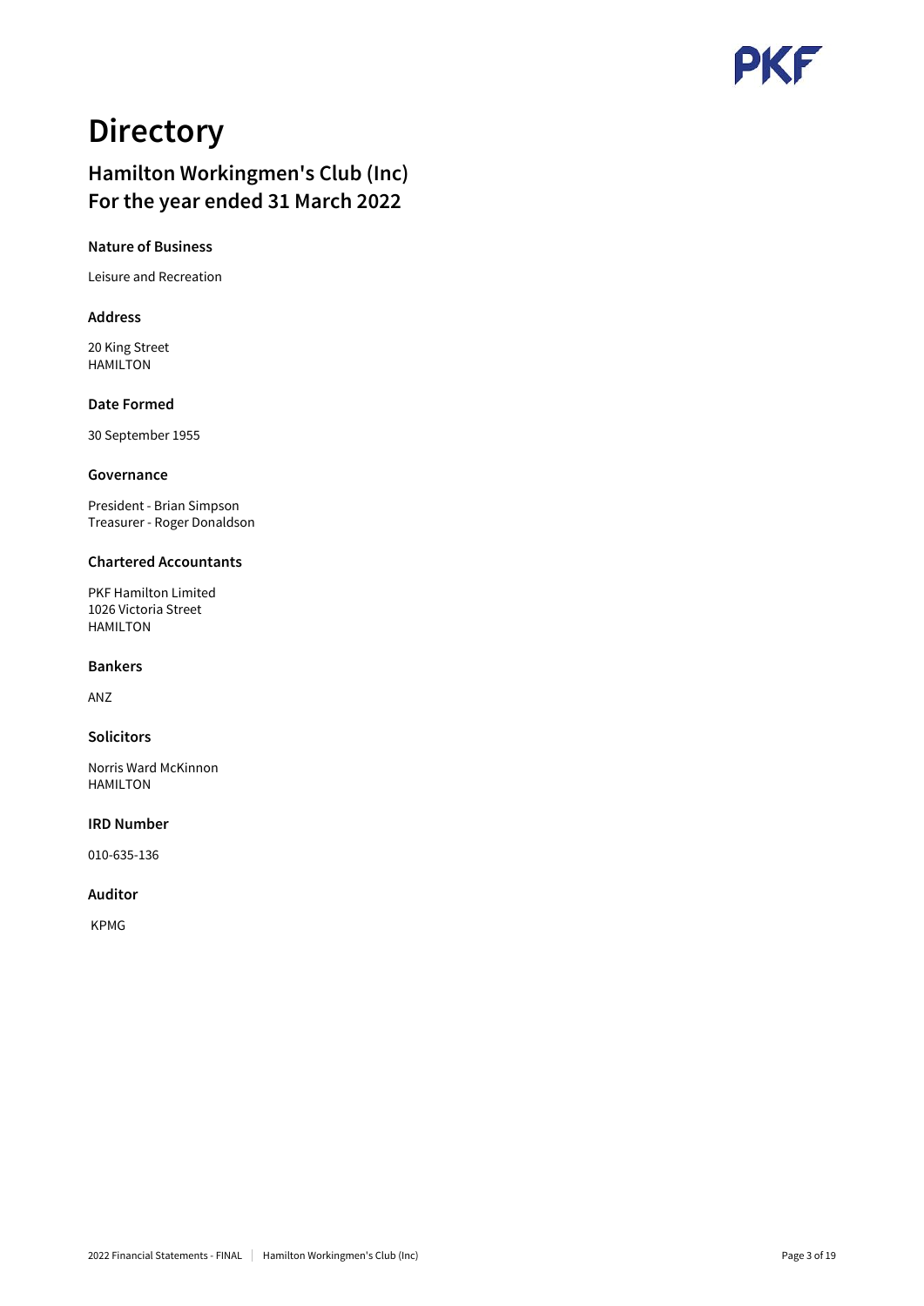# Directory

## Hamilton Workingmen's Club (Inc)
## For the year ended 31 March 2022

### Nature of Business

Leisure and Recreation

### Address

20 King Street
HAMILTON

### Date Formed

30 September 1955

### Governance

President - Brian Simpson
Treasurer - Roger Donaldson

### Chartered Accountants

PKF Hamilton Limited
1026 Victoria Street
HAMILTON

### Bankers

ANZ

### Solicitors

Norris Ward McKinnon
HAMILTON

### IRD Number

010-635-136

### Auditor

KPMG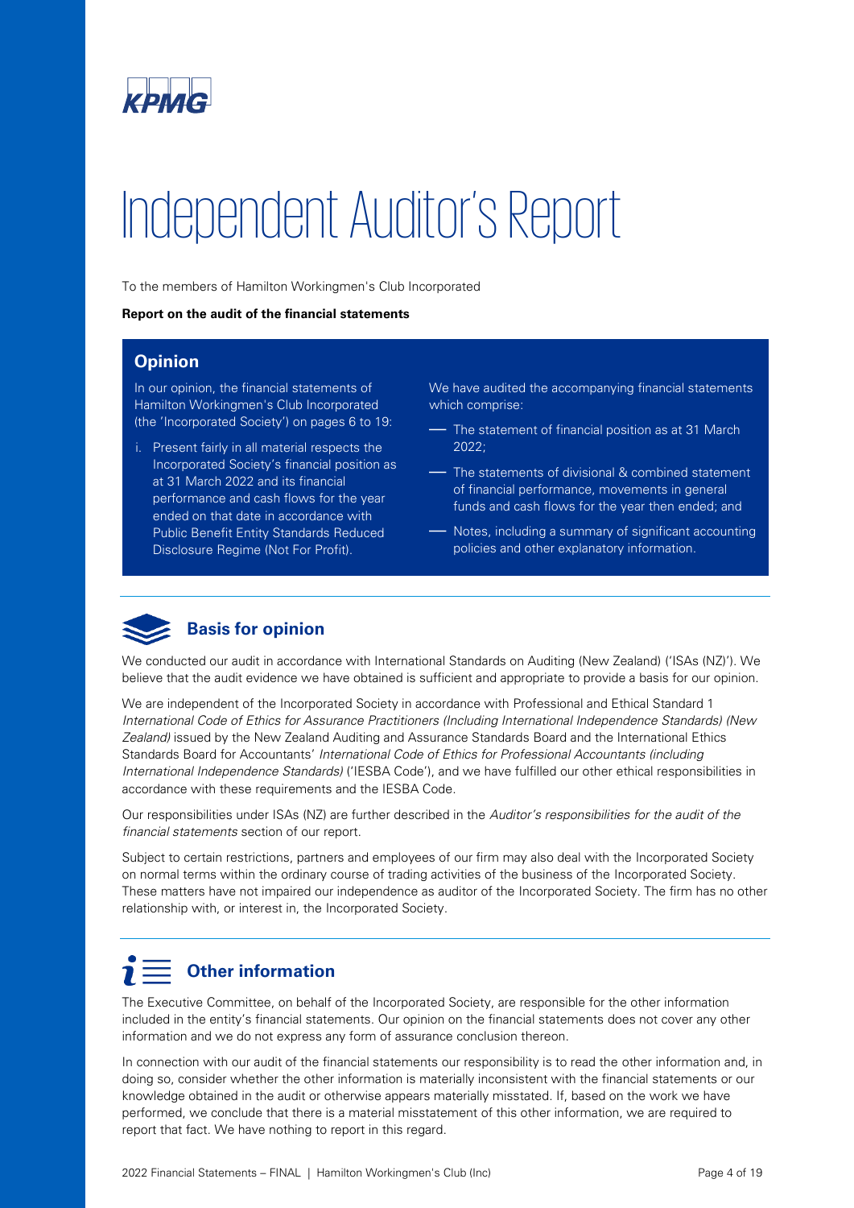# Independent Auditor's Report

To the members of Hamilton Workingmen's Club Incorporated

**Report on the audit of the financial statements**

## Opinion

In our opinion, the financial statements of Hamilton Workingmen's Club Incorporated (the 'Incorporated Society') on pages 6 to 19:

i. Present fairly in all material respects the Incorporated Society's financial position as at 31 March 2022 and its financial performance and cash flows for the year ended on that date in accordance with Public Benefit Entity Standards Reduced Disclosure Regime (Not For Profit).

We have audited the accompanying financial statements which comprise:

- The statement of financial position as at 31 March 2022;
- The statements of divisional & combined statement of financial performance, movements in general funds and cash flows for the year then ended; and
- Notes, including a summary of significant accounting policies and other explanatory information.

## Basis for opinion

We conducted our audit in accordance with International Standards on Auditing (New Zealand) ('ISAs (NZ)'). We believe that the audit evidence we have obtained is sufficient and appropriate to provide a basis for our opinion.

We are independent of the Incorporated Society in accordance with Professional and Ethical Standard 1 *International Code of Ethics for Assurance Practitioners (Including International Independence Standards) (New Zealand)* issued by the New Zealand Auditing and Assurance Standards Board and the International Ethics Standards Board for Accountants' *International Code of Ethics for Professional Accountants (including International Independence Standards)* ('IESBA Code'), and we have fulfilled our other ethical responsibilities in accordance with these requirements and the IESBA Code.

Our responsibilities under ISAs (NZ) are further described in the *Auditor's responsibilities for the audit of the financial statements* section of our report.

Subject to certain restrictions, partners and employees of our firm may also deal with the Incorporated Society on normal terms within the ordinary course of trading activities of the business of the Incorporated Society. These matters have not impaired our independence as auditor of the Incorporated Society. The firm has no other relationship with, or interest in, the Incorporated Society.

## Other information

The Executive Committee, on behalf of the Incorporated Society, are responsible for the other information included in the entity's financial statements. Our opinion on the financial statements does not cover any other information and we do not express any form of assurance conclusion thereon.

In connection with our audit of the financial statements our responsibility is to read the other information and, in doing so, consider whether the other information is materially inconsistent with the financial statements or our knowledge obtained in the audit or otherwise appears materially misstated. If, based on the work we have performed, we conclude that there is a material misstatement of this other information, we are required to report that fact. We have nothing to report in this regard.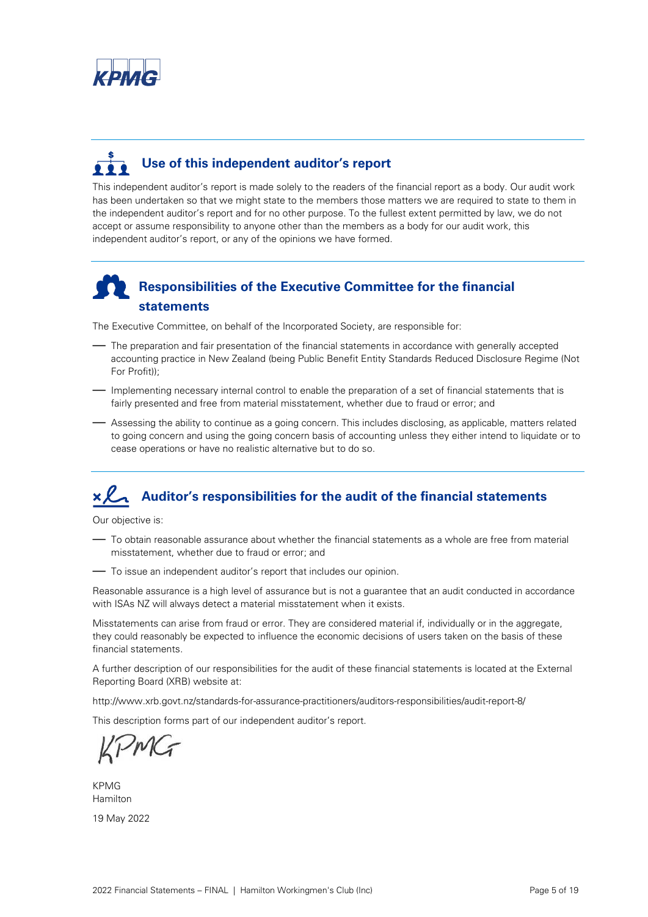KPMG

## Use of this independent auditor's report

This independent auditor's report is made solely to the readers of the financial report as a body. Our audit work has been undertaken so that we might state to the members those matters we are required to state to them in the independent auditor's report and for no other purpose. To the fullest extent permitted by law, we do not accept or assume responsibility to anyone other than the members as a body for our audit work, this independent auditor's report, or any of the opinions we have formed.

## Responsibilities of the Executive Committee for the financial statements

The Executive Committee, on behalf of the Incorporated Society, are responsible for:

- The preparation and fair presentation of the financial statements in accordance with generally accepted accounting practice in New Zealand (being Public Benefit Entity Standards Reduced Disclosure Regime (Not For Profit));
- Implementing necessary internal control to enable the preparation of a set of financial statements that is fairly presented and free from material misstatement, whether due to fraud or error; and
- Assessing the ability to continue as a going concern. This includes disclosing, as applicable, matters related to going concern and using the going concern basis of accounting unless they either intend to liquidate or to cease operations or have no realistic alternative but to do so.

## Auditor's responsibilities for the audit of the financial statements

Our objective is:

- To obtain reasonable assurance about whether the financial statements as a whole are free from material misstatement, whether due to fraud or error; and
- To issue an independent auditor's report that includes our opinion.

Reasonable assurance is a high level of assurance but is not a guarantee that an audit conducted in accordance with ISAs NZ will always detect a material misstatement when it exists.

Misstatements can arise from fraud or error. They are considered material if, individually or in the aggregate, they could reasonably be expected to influence the economic decisions of users taken on the basis of these financial statements.

A further description of our responsibilities for the audit of these financial statements is located at the External Reporting Board (XRB) website at:

http://www.xrb.govt.nz/standards-for-assurance-practitioners/auditors-responsibilities/audit-report-8/

This description forms part of our independent auditor's report.

KPMG

KPMG
Hamilton

19 May 2022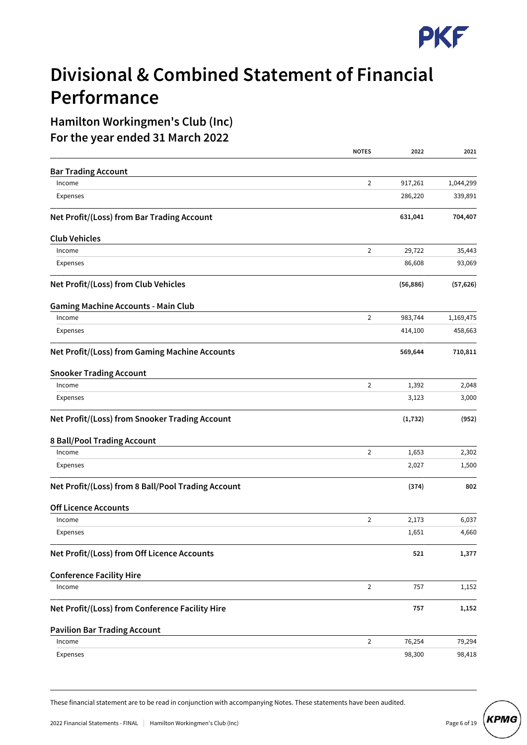# Divisional & Combined Statement of Financial Performance

## Hamilton Workingmen's Club (Inc)
## For the year ended 31 March 2022

| | NOTES | 2022 | 2021 |
|---|---|---|---|
| **Bar Trading Account** | | | |
| Income | 2 | 917,261 | 1,044,299 |
| Expenses | | 286,220 | 339,891 |
| **Net Profit/(Loss) from Bar Trading Account** | | **631,041** | **704,407** |
| **Club Vehicles** | | | |
| Income | 2 | 29,722 | 35,443 |
| Expenses | | 86,608 | 93,069 |
| **Net Profit/(Loss) from Club Vehicles** | | **(56,886)** | **(57,626)** |
| **Gaming Machine Accounts - Main Club** | | | |
| Income | 2 | 983,744 | 1,169,475 |
| Expenses | | 414,100 | 458,663 |
| **Net Profit/(Loss) from Gaming Machine Accounts** | | **569,644** | **710,811** |
| **Snooker Trading Account** | | | |
| Income | 2 | 1,392 | 2,048 |
| Expenses | | 3,123 | 3,000 |
| **Net Profit/(Loss) from Snooker Trading Account** | | **(1,732)** | **(952)** |
| **8 Ball/Pool Trading Account** | | | |
| Income | 2 | 1,653 | 2,302 |
| Expenses | | 2,027 | 1,500 |
| **Net Profit/(Loss) from 8 Ball/Pool Trading Account** | | **(374)** | **802** |
| **Off Licence Accounts** | | | |
| Income | 2 | 2,173 | 6,037 |
| Expenses | | 1,651 | 4,660 |
| **Net Profit/(Loss) from Off Licence Accounts** | | **521** | **1,377** |
| **Conference Facility Hire** | | | |
| Income | 2 | 757 | 1,152 |
| **Net Profit/(Loss) from Conference Facility Hire** | | **757** | **1,152** |
| **Pavilion Bar Trading Account** | | | |
| Income | 2 | 76,254 | 79,294 |
| Expenses | | 98,300 | 98,418 |

These financial statement are to be read in conjunction with accompanying Notes. These statements have been audited.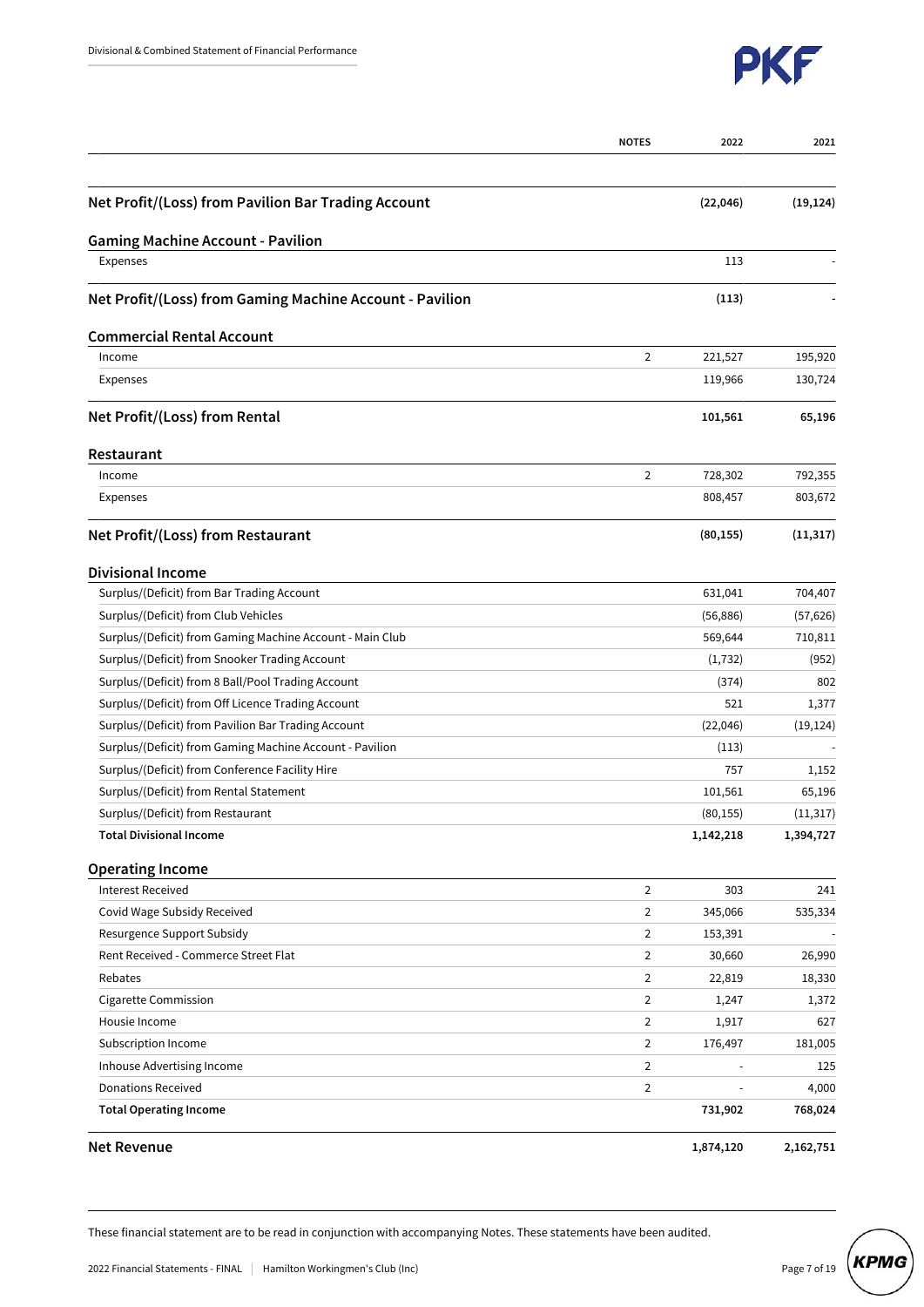| | NOTES | 2022 | 2021 |
|---|---|---|---|
| **Net Profit/(Loss) from Pavilion Bar Trading Account** | | **(22,046)** | **(19,124)** |
| **Gaming Machine Account - Pavilion** | | | |
| Expenses | | 113 | - |
| **Net Profit/(Loss) from Gaming Machine Account - Pavilion** | | **(113)** | - |
| **Commercial Rental Account** | | | |
| Income | 2 | 221,527 | 195,920 |
| Expenses | | 119,966 | 130,724 |
| **Net Profit/(Loss) from Rental** | | **101,561** | **65,196** |
| **Restaurant** | | | |
| Income | 2 | 728,302 | 792,355 |
| Expenses | | 808,457 | 803,672 |
| **Net Profit/(Loss) from Restaurant** | | **(80,155)** | **(11,317)** |
| **Divisional Income** | | | |
| Surplus/(Deficit) from Bar Trading Account | | 631,041 | 704,407 |
| Surplus/(Deficit) from Club Vehicles | | (56,886) | (57,626) |
| Surplus/(Deficit) from Gaming Machine Account - Main Club | | 569,644 | 710,811 |
| Surplus/(Deficit) from Snooker Trading Account | | (1,732) | (952) |
| Surplus/(Deficit) from 8 Ball/Pool Trading Account | | (374) | 802 |
| Surplus/(Deficit) from Off Licence Trading Account | | 521 | 1,377 |
| Surplus/(Deficit) from Pavilion Bar Trading Account | | (22,046) | (19,124) |
| Surplus/(Deficit) from Gaming Machine Account - Pavilion | | (113) | - |
| Surplus/(Deficit) from Conference Facility Hire | | 757 | 1,152 |
| Surplus/(Deficit) from Rental Statement | | 101,561 | 65,196 |
| Surplus/(Deficit) from Restaurant | | (80,155) | (11,317) |
| **Total Divisional Income** | | **1,142,218** | **1,394,727** |
| **Operating Income** | | | |
| Interest Received | 2 | 303 | 241 |
| Covid Wage Subsidy Received | 2 | 345,066 | 535,334 |
| Resurgence Support Subsidy | 2 | 153,391 | - |
| Rent Received - Commerce Street Flat | 2 | 30,660 | 26,990 |
| Rebates | 2 | 22,819 | 18,330 |
| Cigarette Commission | 2 | 1,247 | 1,372 |
| Housie Income | 2 | 1,917 | 627 |
| Subscription Income | 2 | 176,497 | 181,005 |
| Inhouse Advertising Income | 2 | - | 125 |
| Donations Received | 2 | - | 4,000 |
| **Total Operating Income** | | **731,902** | **768,024** |
| **Net Revenue** | | **1,874,120** | **2,162,751** |

These financial statement are to be read in conjunction with accompanying Notes. These statements have been audited.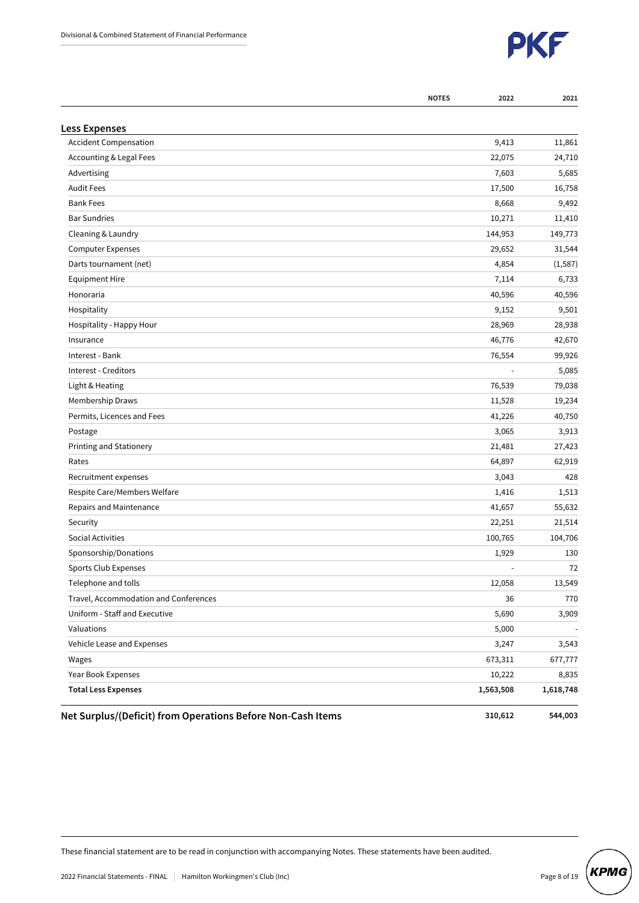| | NOTES | 2022 | 2021 |
|---|---|---|---|
| **Less Expenses** | | | |
| Accident Compensation | | 9,413 | 11,861 |
| Accounting & Legal Fees | | 22,075 | 24,710 |
| Advertising | | 7,603 | 5,685 |
| Audit Fees | | 17,500 | 16,758 |
| Bank Fees | | 8,668 | 9,492 |
| Bar Sundries | | 10,271 | 11,410 |
| Cleaning & Laundry | | 144,953 | 149,773 |
| Computer Expenses | | 29,652 | 31,544 |
| Darts tournament (net) | | 4,854 | (1,587) |
| Equipment Hire | | 7,114 | 6,733 |
| Honoraria | | 40,596 | 40,596 |
| Hospitality | | 9,152 | 9,501 |
| Hospitality - Happy Hour | | 28,969 | 28,938 |
| Insurance | | 46,776 | 42,670 |
| Interest - Bank | | 76,554 | 99,926 |
| Interest - Creditors | | - | 5,085 |
| Light & Heating | | 76,539 | 79,038 |
| Membership Draws | | 11,528 | 19,234 |
| Permits, Licences and Fees | | 41,226 | 40,750 |
| Postage | | 3,065 | 3,913 |
| Printing and Stationery | | 21,481 | 27,423 |
| Rates | | 64,897 | 62,919 |
| Recruitment expenses | | 3,043 | 428 |
| Respite Care/Members Welfare | | 1,416 | 1,513 |
| Repairs and Maintenance | | 41,657 | 55,632 |
| Security | | 22,251 | 21,514 |
| Social Activities | | 100,765 | 104,706 |
| Sponsorship/Donations | | 1,929 | 130 |
| Sports Club Expenses | | - | 72 |
| Telephone and tolls | | 12,058 | 13,549 |
| Travel, Accommodation and Conferences | | 36 | 770 |
| Uniform - Staff and Executive | | 5,690 | 3,909 |
| Valuations | | 5,000 | - |
| Vehicle Lease and Expenses | | 3,247 | 3,543 |
| Wages | | 673,311 | 677,777 |
| Year Book Expenses | | 10,222 | 8,835 |
| **Total Less Expenses** | | **1,563,508** | **1,618,748** |
| **Net Surplus/(Deficit) from Operations Before Non-Cash Items** | | **310,612** | **544,003** |

These financial statement are to be read in conjunction with accompanying Notes. These statements have been audited.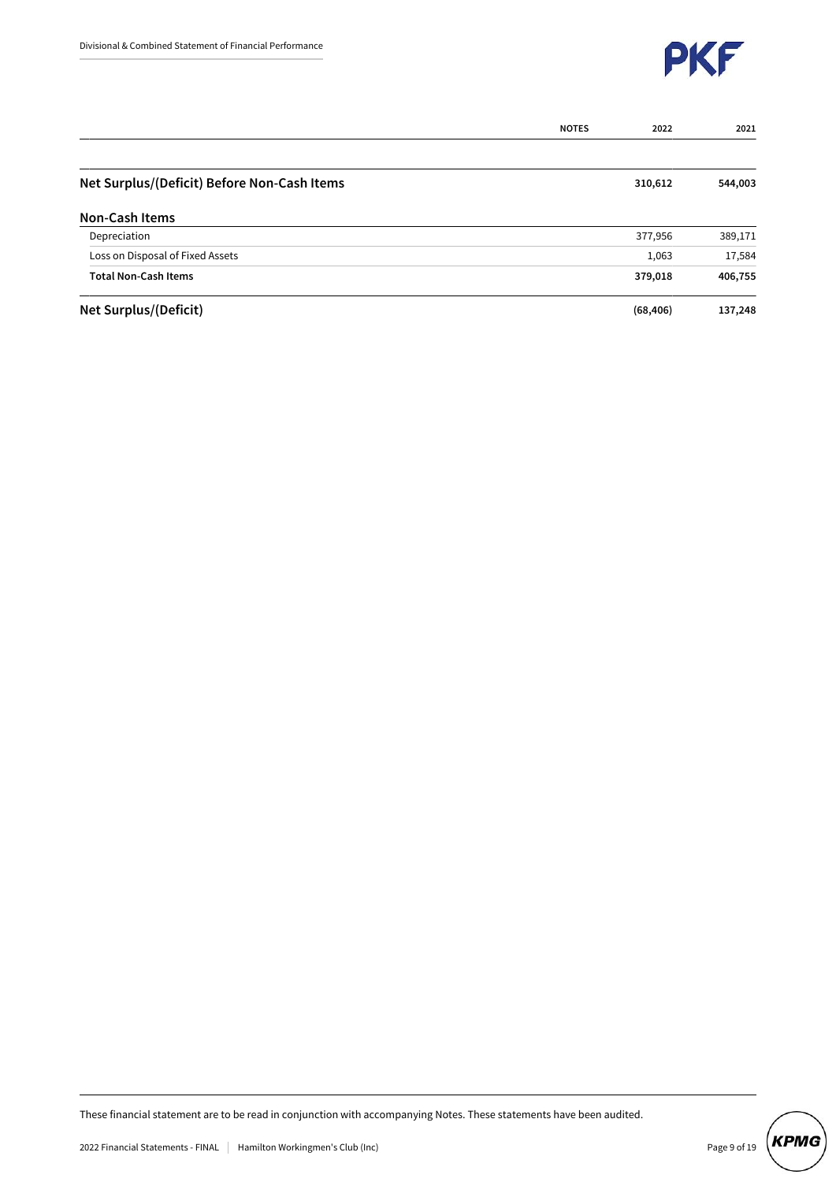| | NOTES | 2022 | 2021 |
|---|---|---|---|
| **Net Surplus/(Deficit) Before Non-Cash Items** | | **310,612** | **544,003** |
| **Non-Cash Items** | | | |
| Depreciation | | 377,956 | 389,171 |
| Loss on Disposal of Fixed Assets | | 1,063 | 17,584 |
| **Total Non-Cash Items** | | **379,018** | **406,755** |
| **Net Surplus/(Deficit)** | | **(68,406)** | **137,248** |

These financial statement are to be read in conjunction with accompanying Notes. These statements have been audited.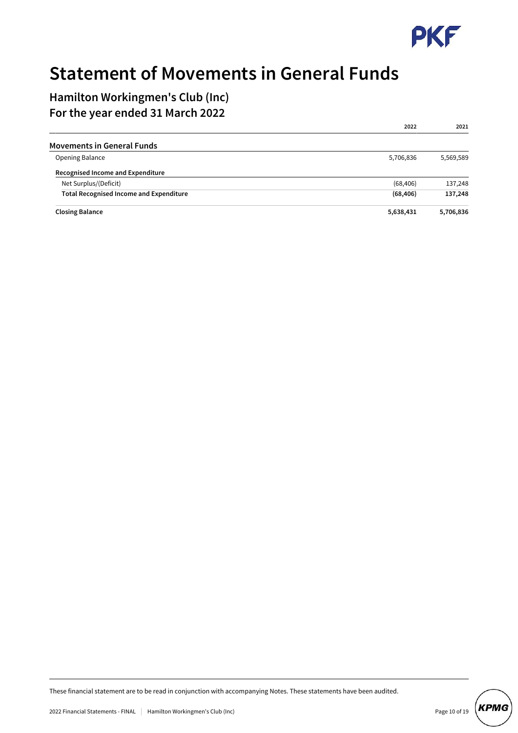# Statement of Movements in General Funds

## Hamilton Workingmen's Club (Inc)
## For the year ended 31 March 2022

| | 2022 | 2021 |
|---|---|---|
| **Movements in General Funds** | | |
| Opening Balance | 5,706,836 | 5,569,589 |
| **Recognised Income and Expenditure** | | |
| Net Surplus/(Deficit) | (68,406) | 137,248 |
| **Total Recognised Income and Expenditure** | **(68,406)** | **137,248** |
| **Closing Balance** | **5,638,431** | **5,706,836** |

These financial statement are to be read in conjunction with accompanying Notes. These statements have been audited.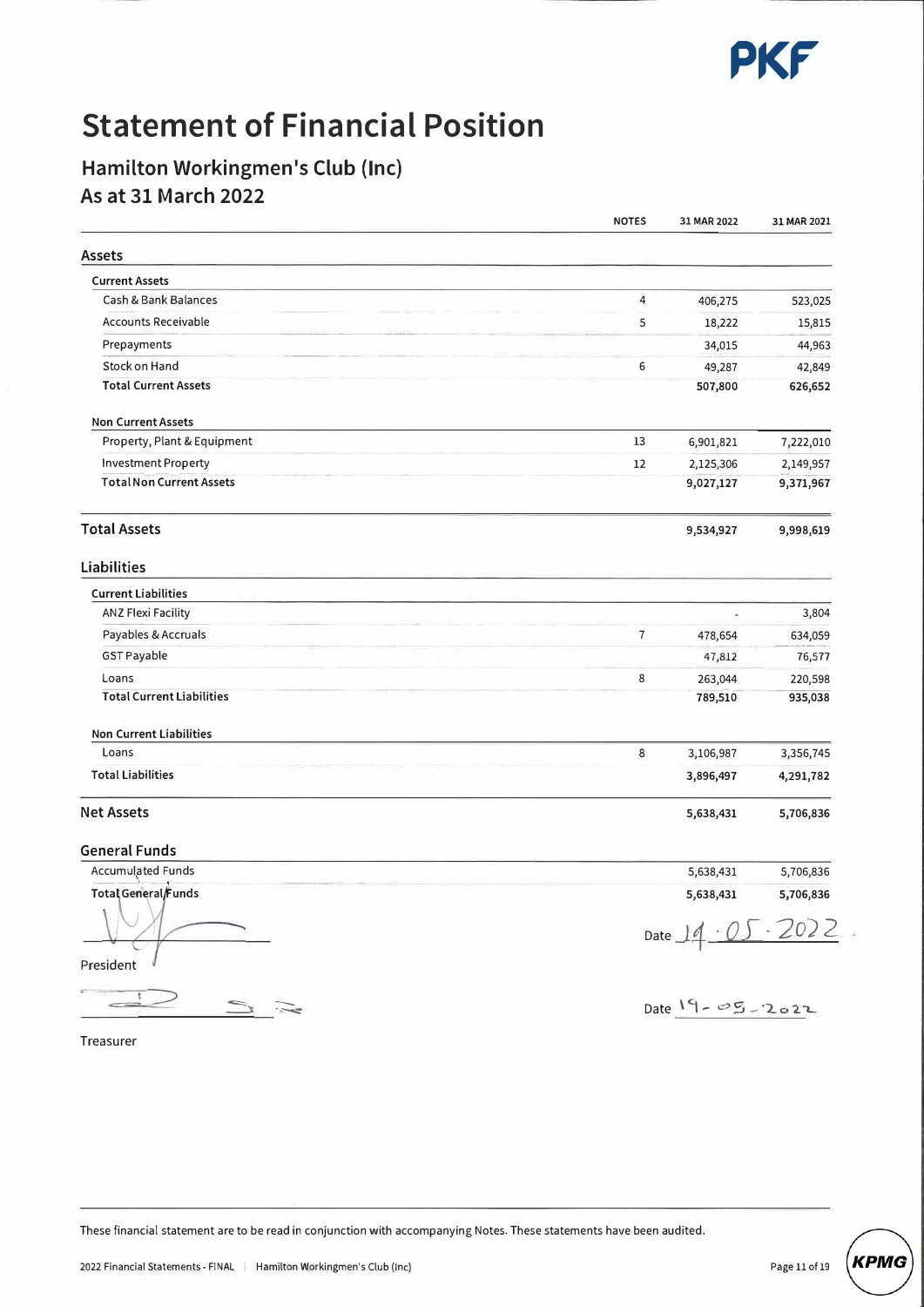# Statement of Financial Position

## Hamilton Workingmen's Club (Inc)

## As at 31 March 2022

| | NOTES | 31 MAR 2022 | 31 MAR 2021 |
|---|---|---|---|
| **Assets** | | | |
| **Current Assets** | | | |
| Cash & Bank Balances | 4 | 406,275 | 523,025 |
| Accounts Receivable | 5 | 18,222 | 15,815 |
| Prepayments | | 34,015 | 44,963 |
| Stock on Hand | 6 | 49,287 | 42,849 |
| **Total Current Assets** | | **507,800** | **626,652** |
| **Non Current Assets** | | | |
| Property, Plant & Equipment | 13 | 6,901,821 | 7,222,010 |
| Investment Property | 12 | 2,125,306 | 2,149,957 |
| **Total Non Current Assets** | | **9,027,127** | **9,371,967** |
| **Total Assets** | | **9,534,927** | **9,998,619** |
| **Liabilities** | | | |
| **Current Liabilities** | | | |
| ANZ Flexi Facility | | - | 3,804 |
| Payables & Accruals | 7 | 478,654 | 634,059 |
| GST Payable | | 47,812 | 76,577 |
| Loans | 8 | 263,044 | 220,598 |
| **Total Current Liabilities** | | **789,510** | **935,038** |
| **Non Current Liabilities** | | | |
| Loans | 8 | 3,106,987 | 3,356,745 |
| **Total Liabilities** | | **3,896,497** | **4,291,782** |
| **Net Assets** | | **5,638,431** | **5,706,836** |
| **General Funds** | | | |
| Accumulated Funds | | 5,638,431 | 5,706,836 |
| **Total General Funds** | | **5,638,431** | **5,706,836** |

President — Date 19 · 05 · 2022

Treasurer — Date 19 - 05 - 2022

These financial statement are to be read in conjunction with accompanying Notes. These statements have been audited.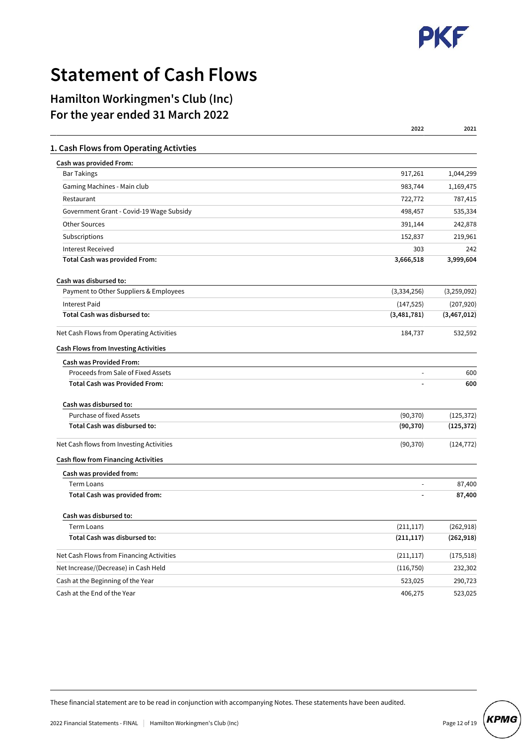# Statement of Cash Flows

## Hamilton Workingmen's Club (Inc)
## For the year ended 31 March 2022

| | 2022 | 2021 |
|---|---|---|
| **1. Cash Flows from Operating Activties** | | |
| **Cash was provided From:** | | |
| Bar Takings | 917,261 | 1,044,299 |
| Gaming Machines - Main club | 983,744 | 1,169,475 |
| Restaurant | 722,772 | 787,415 |
| Government Grant - Covid-19 Wage Subsidy | 498,457 | 535,334 |
| Other Sources | 391,144 | 242,878 |
| Subscriptions | 152,837 | 219,961 |
| Interest Received | 303 | 242 |
| **Total Cash was provided From:** | **3,666,518** | **3,999,604** |
| **Cash was disbursed to:** | | |
| Payment to Other Suppliers & Employees | (3,334,256) | (3,259,092) |
| Interest Paid | (147,525) | (207,920) |
| **Total Cash was disbursed to:** | **(3,481,781)** | **(3,467,012)** |
| Net Cash Flows from Operating Activities | 184,737 | 532,592 |
| **Cash Flows from Investing Activities** | | |
| **Cash was Provided From:** | | |
| Proceeds from Sale of Fixed Assets | - | 600 |
| **Total Cash was Provided From:** | **-** | **600** |
| **Cash was disbursed to:** | | |
| Purchase of fixed Assets | (90,370) | (125,372) |
| **Total Cash was disbursed to:** | **(90,370)** | **(125,372)** |
| Net Cash flows from Investing Activities | (90,370) | (124,772) |
| **Cash flow from Financing Activities** | | |
| **Cash was provided from:** | | |
| Term Loans | - | 87,400 |
| **Total Cash was provided from:** | **-** | **87,400** |
| **Cash was disbursed to:** | | |
| Term Loans | (211,117) | (262,918) |
| **Total Cash was disbursed to:** | **(211,117)** | **(262,918)** |
| Net Cash Flows from Financing Activities | (211,117) | (175,518) |
| Net Increase/(Decrease) in Cash Held | (116,750) | 232,302 |
| Cash at the Beginning of the Year | 523,025 | 290,723 |
| Cash at the End of the Year | 406,275 | 523,025 |

These financial statement are to be read in conjunction with accompanying Notes. These statements have been audited.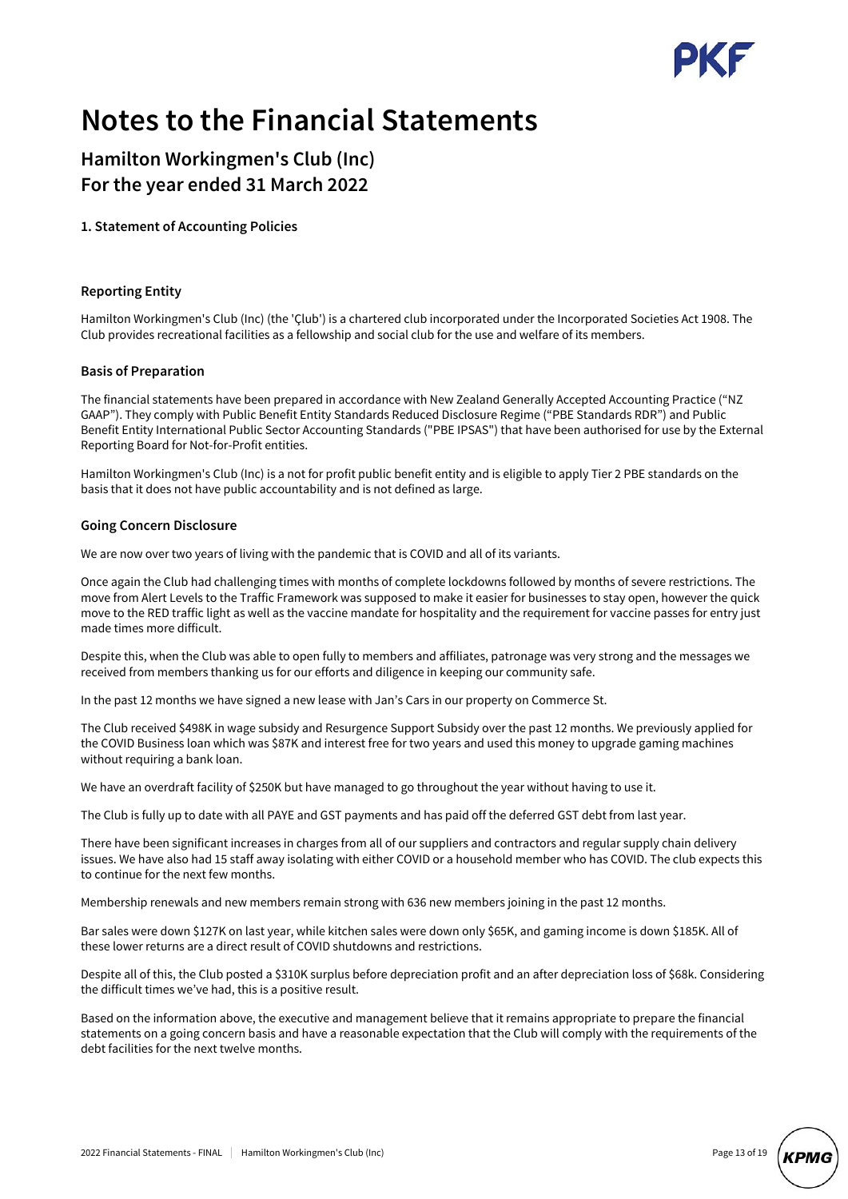# Notes to the Financial Statements

## Hamilton Workingmen's Club (Inc)
## For the year ended 31 March 2022

### 1. Statement of Accounting Policies

### Reporting Entity

Hamilton Workingmen's Club (Inc) (the 'Çlub') is a chartered club incorporated under the Incorporated Societies Act 1908. The Club provides recreational facilities as a fellowship and social club for the use and welfare of its members.

### Basis of Preparation

The financial statements have been prepared in accordance with New Zealand Generally Accepted Accounting Practice ("NZ GAAP"). They comply with Public Benefit Entity Standards Reduced Disclosure Regime ("PBE Standards RDR") and Public Benefit Entity International Public Sector Accounting Standards ("PBE IPSAS") that have been authorised for use by the External Reporting Board for Not-for-Profit entities.

Hamilton Workingmen's Club (Inc) is a not for profit public benefit entity and is eligible to apply Tier 2 PBE standards on the basis that it does not have public accountability and is not defined as large.

### Going Concern Disclosure

We are now over two years of living with the pandemic that is COVID and all of its variants.

Once again the Club had challenging times with months of complete lockdowns followed by months of severe restrictions. The move from Alert Levels to the Traffic Framework was supposed to make it easier for businesses to stay open, however the quick move to the RED traffic light as well as the vaccine mandate for hospitality and the requirement for vaccine passes for entry just made times more difficult.

Despite this, when the Club was able to open fully to members and affiliates, patronage was very strong and the messages we received from members thanking us for our efforts and diligence in keeping our community safe.

In the past 12 months we have signed a new lease with Jan's Cars in our property on Commerce St.

The Club received $498K in wage subsidy and Resurgence Support Subsidy over the past 12 months. We previously applied for the COVID Business loan which was $87K and interest free for two years and used this money to upgrade gaming machines without requiring a bank loan.

We have an overdraft facility of $250K but have managed to go throughout the year without having to use it.

The Club is fully up to date with all PAYE and GST payments and has paid off the deferred GST debt from last year.

There have been significant increases in charges from all of our suppliers and contractors and regular supply chain delivery issues. We have also had 15 staff away isolating with either COVID or a household member who has COVID. The club expects this to continue for the next few months.

Membership renewals and new members remain strong with 636 new members joining in the past 12 months.

Bar sales were down $127K on last year, while kitchen sales were down only $65K, and gaming income is down $185K. All of these lower returns are a direct result of COVID shutdowns and restrictions.

Despite all of this, the Club posted a $310K surplus before depreciation profit and an after depreciation loss of $68k. Considering the difficult times we've had, this is a positive result.

Based on the information above, the executive and management believe that it remains appropriate to prepare the financial statements on a going concern basis and have a reasonable expectation that the Club will comply with the requirements of the debt facilities for the next twelve months.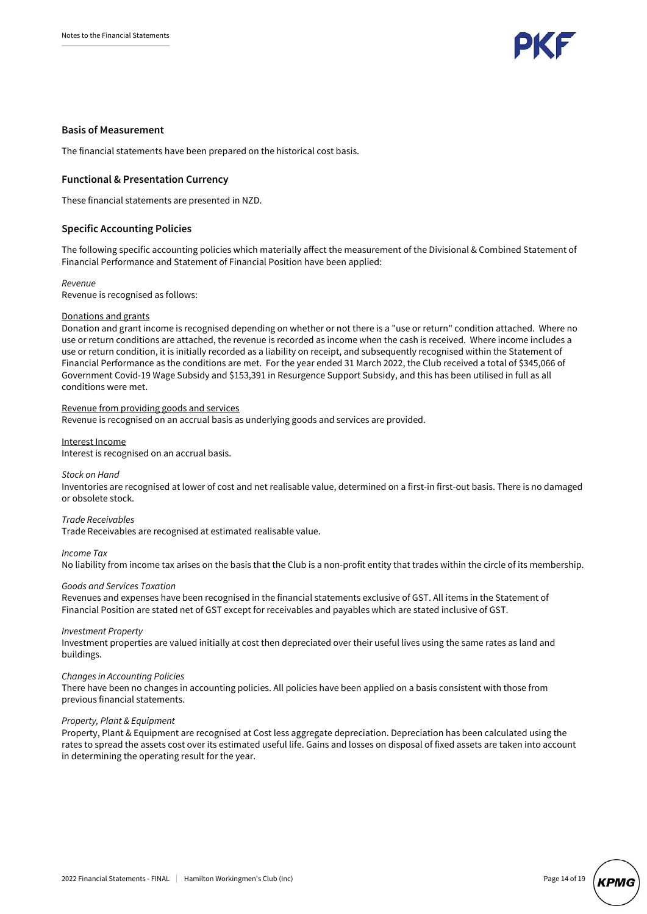## Basis of Measurement

The financial statements have been prepared on the historical cost basis.

## Functional & Presentation Currency

These financial statements are presented in NZD.

## Specific Accounting Policies

The following specific accounting policies which materially affect the measurement of the Divisional & Combined Statement of Financial Performance and Statement of Financial Position have been applied:

*Revenue*
Revenue is recognised as follows:

Donations and grants
Donation and grant income is recognised depending on whether or not there is a "use or return" condition attached. Where no use or return conditions are attached, the revenue is recorded as income when the cash is received. Where income includes a use or return condition, it is initially recorded as a liability on receipt, and subsequently recognised within the Statement of Financial Performance as the conditions are met. For the year ended 31 March 2022, the Club received a total of $345,066 of Government Covid-19 Wage Subsidy and $153,391 in Resurgence Support Subsidy, and this has been utilised in full as all conditions were met.

Revenue from providing goods and services
Revenue is recognised on an accrual basis as underlying goods and services are provided.

Interest Income
Interest is recognised on an accrual basis.

*Stock on Hand*
Inventories are recognised at lower of cost and net realisable value, determined on a first-in first-out basis. There is no damaged or obsolete stock.

*Trade Receivables*
Trade Receivables are recognised at estimated realisable value.

*Income Tax*
No liability from income tax arises on the basis that the Club is a non-profit entity that trades within the circle of its membership.

*Goods and Services Taxation*
Revenues and expenses have been recognised in the financial statements exclusive of GST. All items in the Statement of Financial Position are stated net of GST except for receivables and payables which are stated inclusive of GST.

*Investment Property*
Investment properties are valued initially at cost then depreciated over their useful lives using the same rates as land and buildings.

*Changes in Accounting Policies*
There have been no changes in accounting policies. All policies have been applied on a basis consistent with those from previous financial statements.

*Property, Plant & Equipment*
Property, Plant & Equipment are recognised at Cost less aggregate depreciation. Depreciation has been calculated using the rates to spread the assets cost over its estimated useful life. Gains and losses on disposal of fixed assets are taken into account in determining the operating result for the year.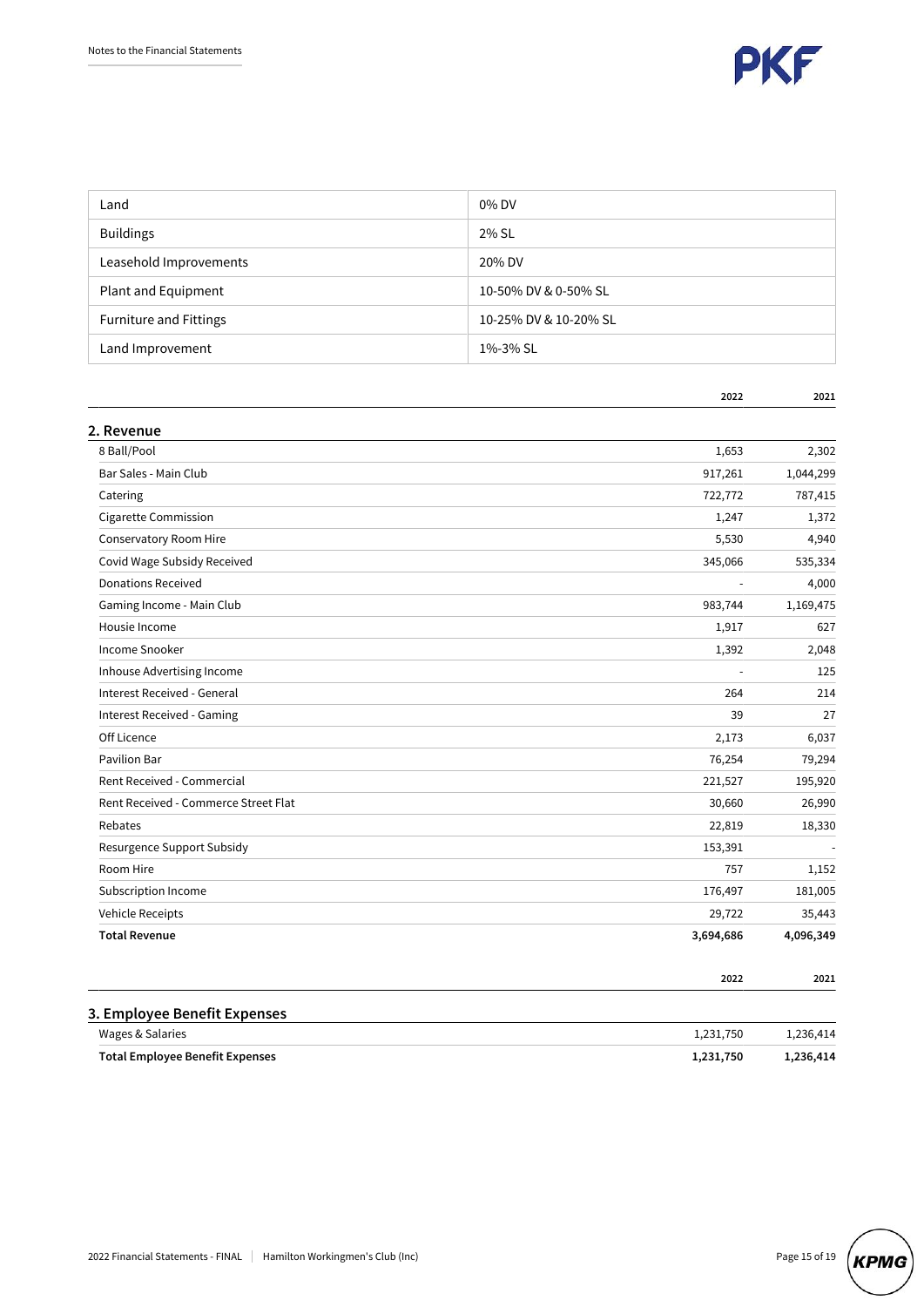| | |
|---|---|
| Land | 0% DV |
| Buildings | 2% SL |
| Leasehold Improvements | 20% DV |
| Plant and Equipment | 10-50% DV & 0-50% SL |
| Furniture and Fittings | 10-25% DV & 10-20% SL |
| Land Improvement | 1%-3% SL |

## 2. Revenue

| | 2022 | 2021 |
|---|---|---|
| 8 Ball/Pool | 1,653 | 2,302 |
| Bar Sales - Main Club | 917,261 | 1,044,299 |
| Catering | 722,772 | 787,415 |
| Cigarette Commission | 1,247 | 1,372 |
| Conservatory Room Hire | 5,530 | 4,940 |
| Covid Wage Subsidy Received | 345,066 | 535,334 |
| Donations Received | - | 4,000 |
| Gaming Income - Main Club | 983,744 | 1,169,475 |
| Housie Income | 1,917 | 627 |
| Income Snooker | 1,392 | 2,048 |
| Inhouse Advertising Income | - | 125 |
| Interest Received - General | 264 | 214 |
| Interest Received - Gaming | 39 | 27 |
| Off Licence | 2,173 | 6,037 |
| Pavilion Bar | 76,254 | 79,294 |
| Rent Received - Commercial | 221,527 | 195,920 |
| Rent Received - Commerce Street Flat | 30,660 | 26,990 |
| Rebates | 22,819 | 18,330 |
| Resurgence Support Subsidy | 153,391 | - |
| Room Hire | 757 | 1,152 |
| Subscription Income | 176,497 | 181,005 |
| Vehicle Receipts | 29,722 | 35,443 |
| **Total Revenue** | **3,694,686** | **4,096,349** |

## 3. Employee Benefit Expenses

| | 2022 | 2021 |
|---|---|---|
| Wages & Salaries | 1,231,750 | 1,236,414 |
| **Total Employee Benefit Expenses** | **1,231,750** | **1,236,414** |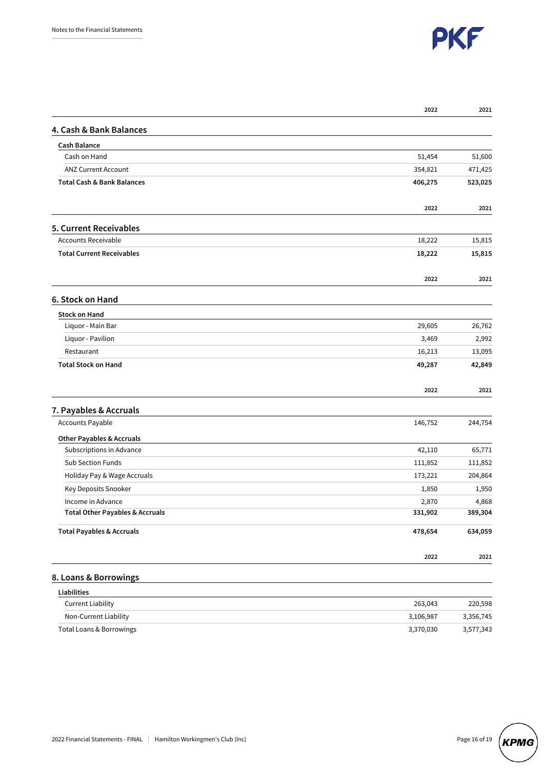## 4. Cash & Bank Balances

| | 2022 | 2021 |
|---|---|---|
| **Cash Balance** | | |
| Cash on Hand | 51,454 | 51,600 |
| ANZ Current Account | 354,821 | 471,425 |
| **Total Cash & Bank Balances** | **406,275** | **523,025** |

## 5. Current Receivables

| | 2022 | 2021 |
|---|---|---|
| Accounts Receivable | 18,222 | 15,815 |
| **Total Current Receivables** | **18,222** | **15,815** |

## 6. Stock on Hand

| | 2022 | 2021 |
|---|---|---|
| **Stock on Hand** | | |
| Liquor - Main Bar | 29,605 | 26,762 |
| Liquor - Pavilion | 3,469 | 2,992 |
| Restaurant | 16,213 | 13,095 |
| **Total Stock on Hand** | **49,287** | **42,849** |

## 7. Payables & Accruals

| | 2022 | 2021 |
|---|---|---|
| Accounts Payable | 146,752 | 244,754 |
| **Other Payables & Accruals** | | |
| Subscriptions in Advance | 42,110 | 65,771 |
| Sub Section Funds | 111,852 | 111,852 |
| Holiday Pay & Wage Accruals | 173,221 | 204,864 |
| Key Deposits Snooker | 1,850 | 1,950 |
| Income in Advance | 2,870 | 4,868 |
| **Total Other Payables & Accruals** | **331,902** | **389,304** |
| **Total Payables & Accruals** | **478,654** | **634,059** |

## 8. Loans & Borrowings

| | 2022 | 2021 |
|---|---|---|
| **Liabilities** | | |
| Current Liability | 263,043 | 220,598 |
| Non-Current Liability | 3,106,987 | 3,356,745 |
| Total Loans & Borrowings | 3,370,030 | 3,577,343 |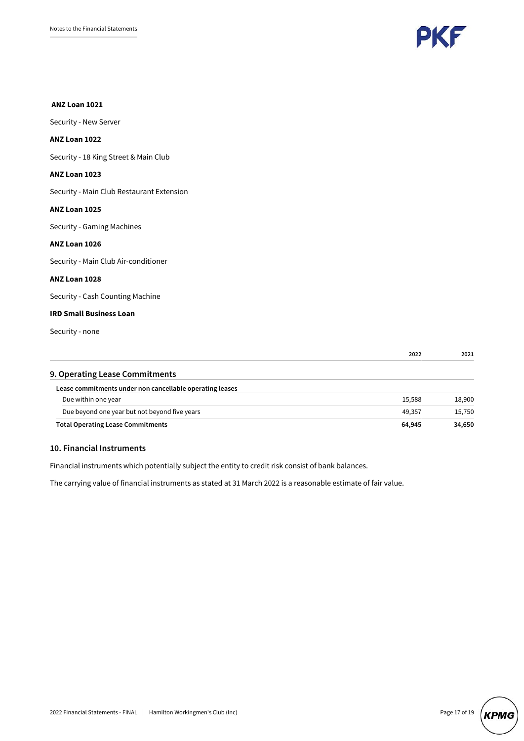**ANZ Loan 1021**

Security - New Server

**ANZ Loan 1022**

Security - 18 King Street & Main Club

**ANZ Loan 1023**

Security - Main Club Restaurant Extension

**ANZ Loan 1025**

Security - Gaming Machines

**ANZ Loan 1026**

Security - Main Club Air-conditioner

**ANZ Loan 1028**

Security - Cash Counting Machine

**IRD Small Business Loan**

Security - none

## 9. Operating Lease Commitments

| | 2022 | 2021 |
|---|---|---|
| **Lease commitments under non cancellable operating leases** | | |
| Due within one year | 15,588 | 18,900 |
| Due beyond one year but not beyond five years | 49,357 | 15,750 |
| **Total Operating Lease Commitments** | **64,945** | **34,650** |

## 10. Financial Instruments

Financial instruments which potentially subject the entity to credit risk consist of bank balances.

The carrying value of financial instruments as stated at 31 March 2022 is a reasonable estimate of fair value.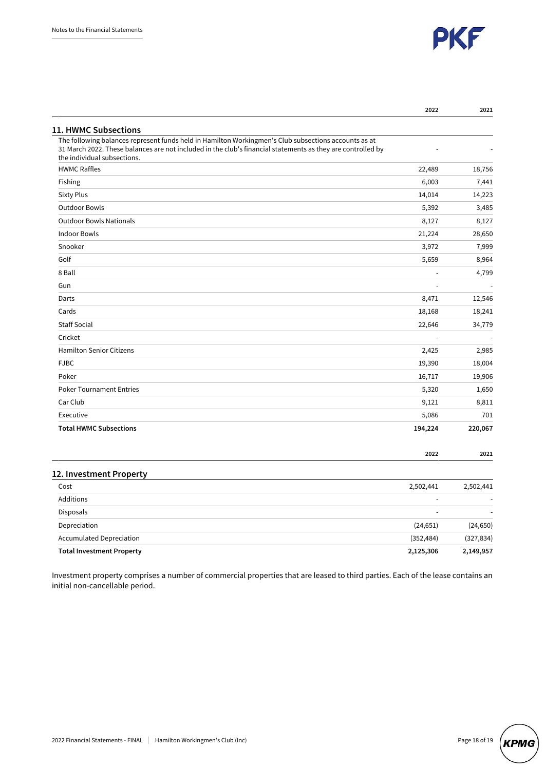| | 2022 | 2021 |
|---|---|---|
| **11. HWMC Subsections** | | |
| The following balances represent funds held in Hamilton Workingmen's Club subsections accounts as at 31 March 2022. These balances are not included in the club's financial statements as they are controlled by the individual subsections. | - | - |
| HWMC Raffles | 22,489 | 18,756 |
| Fishing | 6,003 | 7,441 |
| Sixty Plus | 14,014 | 14,223 |
| Outdoor Bowls | 5,392 | 3,485 |
| Outdoor Bowls Nationals | 8,127 | 8,127 |
| Indoor Bowls | 21,224 | 28,650 |
| Snooker | 3,972 | 7,999 |
| Golf | 5,659 | 8,964 |
| 8 Ball | - | 4,799 |
| Gun | - | - |
| Darts | 8,471 | 12,546 |
| Cards | 18,168 | 18,241 |
| Staff Social | 22,646 | 34,779 |
| Cricket | - | - |
| Hamilton Senior Citizens | 2,425 | 2,985 |
| FJBC | 19,390 | 18,004 |
| Poker | 16,717 | 19,906 |
| Poker Tournament Entries | 5,320 | 1,650 |
| Car Club | 9,121 | 8,811 |
| Executive | 5,086 | 701 |
| **Total HWMC Subsections** | **194,224** | **220,067** |

| | 2022 | 2021 |
|---|---|---|
| **12. Investment Property** | | |
| Cost | 2,502,441 | 2,502,441 |
| Additions | - | - |
| Disposals | - | - |
| Depreciation | (24,651) | (24,650) |
| Accumulated Depreciation | (352,484) | (327,834) |
| **Total Investment Property** | **2,125,306** | **2,149,957** |

Investment property comprises a number of commercial properties that are leased to third parties. Each of the lease contains an initial non-cancellable period.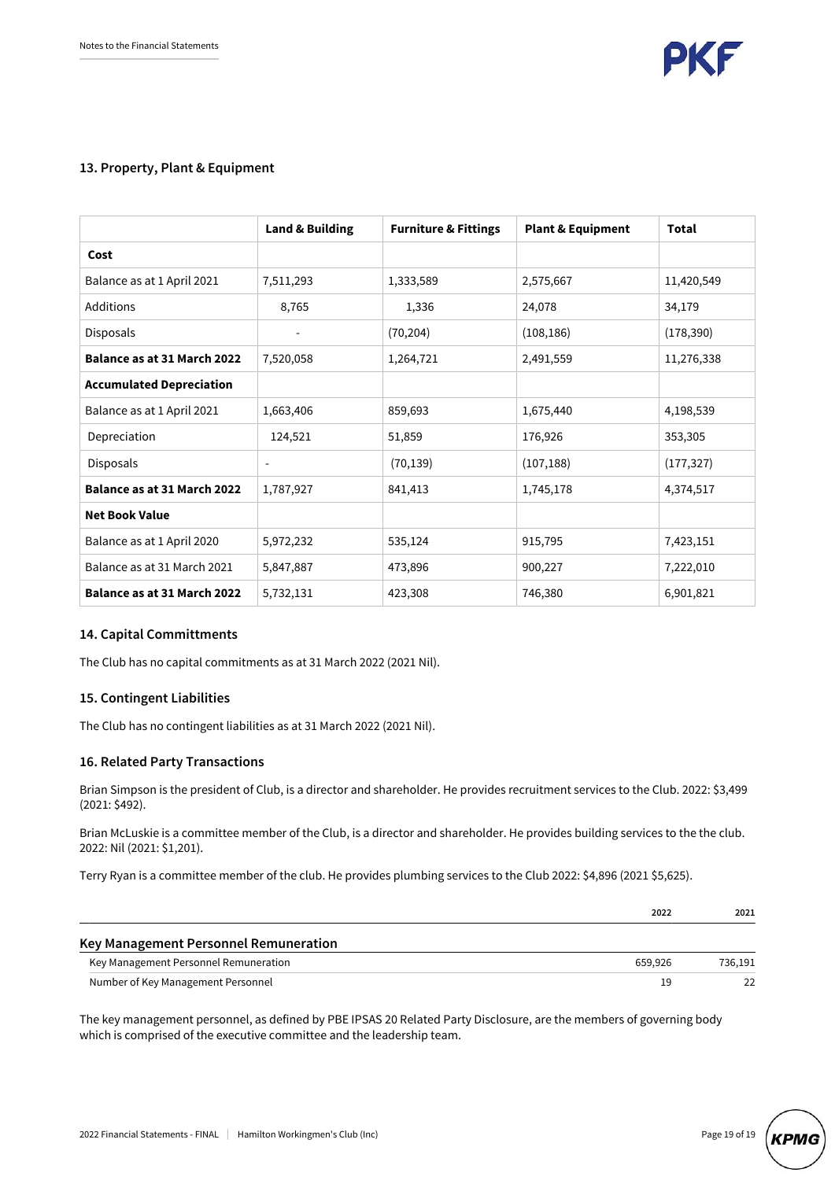## 13. Property, Plant & Equipment

| | Land & Building | Furniture & Fittings | Plant & Equipment | Total |
|---|---|---|---|---|
| **Cost** | | | | |
| Balance as at 1 April 2021 | 7,511,293 | 1,333,589 | 2,575,667 | 11,420,549 |
| Additions | 8,765 | 1,336 | 24,078 | 34,179 |
| Disposals | - | (70,204) | (108,186) | (178,390) |
| **Balance as at 31 March 2022** | 7,520,058 | 1,264,721 | 2,491,559 | 11,276,338 |
| **Accumulated Depreciation** | | | | |
| Balance as at 1 April 2021 | 1,663,406 | 859,693 | 1,675,440 | 4,198,539 |
| Depreciation | 124,521 | 51,859 | 176,926 | 353,305 |
| Disposals | - | (70,139) | (107,188) | (177,327) |
| **Balance as at 31 March 2022** | 1,787,927 | 841,413 | 1,745,178 | 4,374,517 |
| **Net Book Value** | | | | |
| Balance as at 1 April 2020 | 5,972,232 | 535,124 | 915,795 | 7,423,151 |
| Balance as at 31 March 2021 | 5,847,887 | 473,896 | 900,227 | 7,222,010 |
| **Balance as at 31 March 2022** | 5,732,131 | 423,308 | 746,380 | 6,901,821 |

## 14. Capital Committments

The Club has no capital commitments as at 31 March 2022 (2021 Nil).

## 15. Contingent Liabilities

The Club has no contingent liabilities as at 31 March 2022 (2021 Nil).

## 16. Related Party Transactions

Brian Simpson is the president of Club, is a director and shareholder. He provides recruitment services to the Club. 2022: $3,499 (2021: $492).

Brian McLuskie is a committee member of the Club, is a director and shareholder. He provides building services to the the club. 2022: Nil (2021: $1,201).

Terry Ryan is a committee member of the club. He provides plumbing services to the Club 2022: $4,896 (2021 $5,625).

| | 2022 | 2021 |
|---|---|---|
| **Key Management Personnel Remuneration** | | |
| Key Management Personnel Remuneration | 659,926 | 736,191 |
| Number of Key Management Personnel | 19 | 22 |

The key management personnel, as defined by PBE IPSAS 20 Related Party Disclosure, are the members of governing body which is comprised of the executive committee and the leadership team.